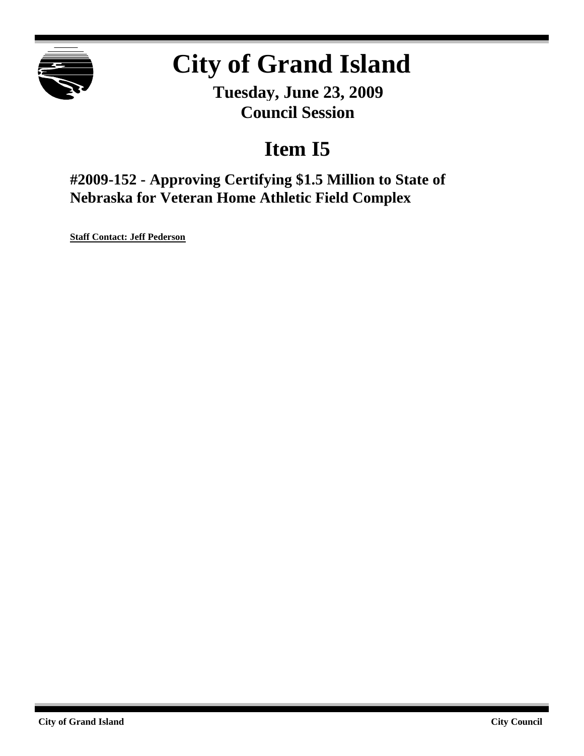# City of Grand Island

**Tuesday, June 23, 2009**
**Council Session**

## Item I5

### #2009-152 - Approving Certifying $1.5 Million to State of Nebraska for Veteran Home Athletic Field Complex

**Staff Contact: Jeff Pederson**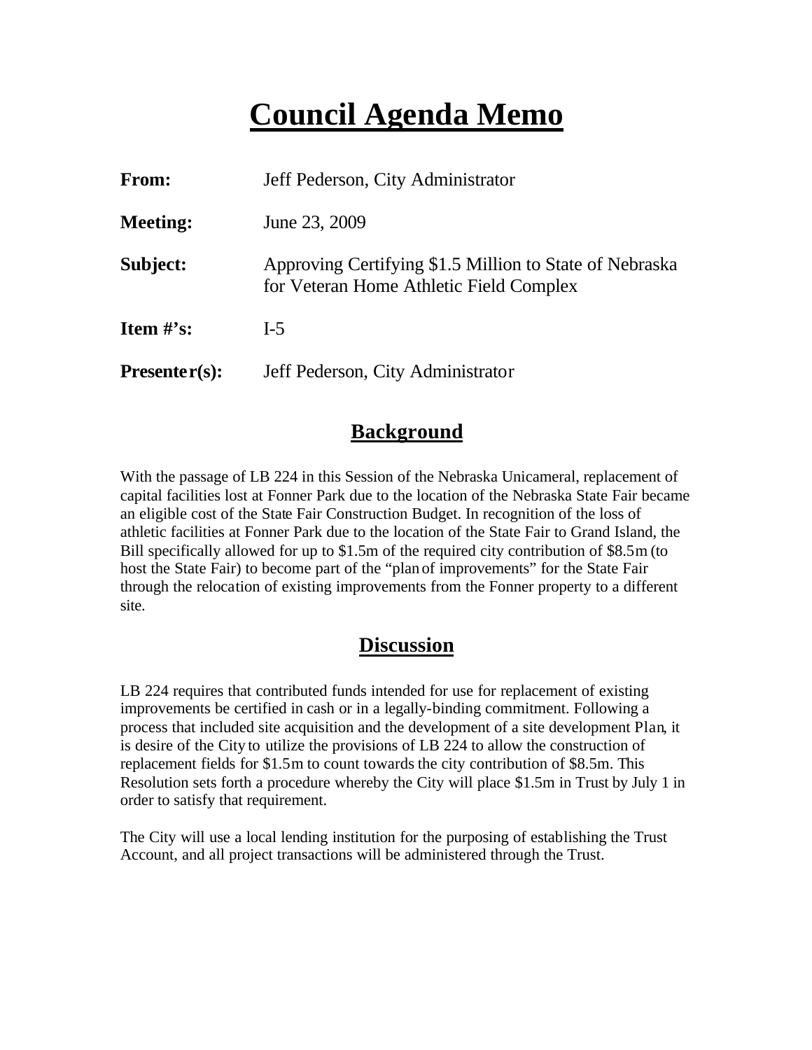# Council Agenda Memo

| | |
|---|---|
| **From:** | Jeff Pederson, City Administrator |
| **Meeting:** | June 23, 2009 |
| **Subject:** | Approving Certifying $1.5 Million to State of Nebraska for Veteran Home Athletic Field Complex |
| **Item #'s:** | I-5 |
| **Presenter(s):** | Jeff Pederson, City Administrator |

## Background

With the passage of LB 224 in this Session of the Nebraska Unicameral, replacement of capital facilities lost at Fonner Park due to the location of the Nebraska State Fair became an eligible cost of the State Fair Construction Budget. In recognition of the loss of athletic facilities at Fonner Park due to the location of the State Fair to Grand Island, the Bill specifically allowed for up to $1.5m of the required city contribution of $8.5m (to host the State Fair) to become part of the "plan of improvements" for the State Fair through the relocation of existing improvements from the Fonner property to a different site.

## Discussion

LB 224 requires that contributed funds intended for use for replacement of existing improvements be certified in cash or in a legally-binding commitment. Following a process that included site acquisition and the development of a site development Plan, it is desire of the City to utilize the provisions of LB 224 to allow the construction of replacement fields for $1.5m to count towards the city contribution of $8.5m. This Resolution sets forth a procedure whereby the City will place $1.5m in Trust by July 1 in order to satisfy that requirement.

The City will use a local lending institution for the purposing of establishing the Trust Account, and all project transactions will be administered through the Trust.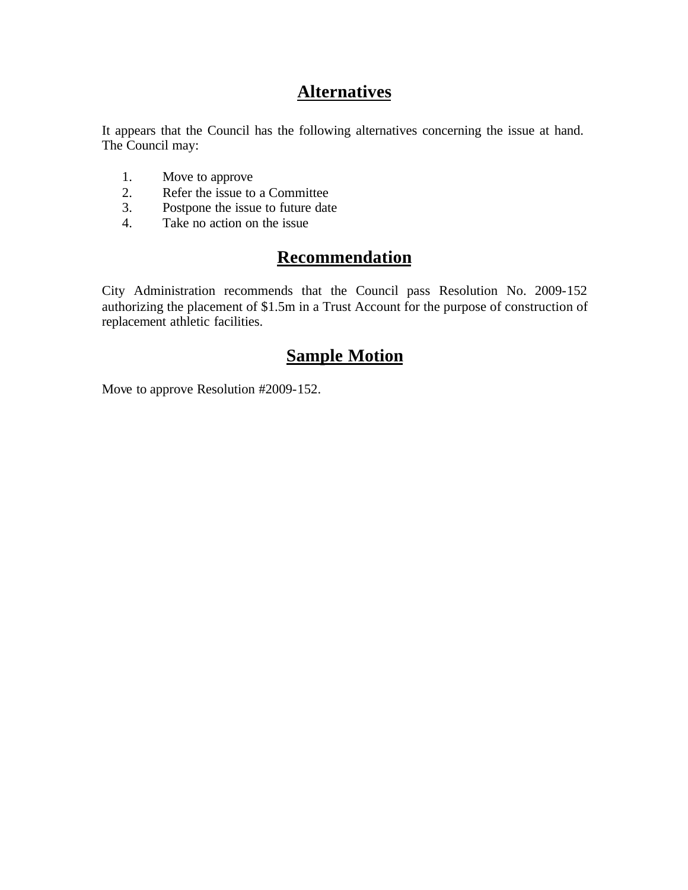## Alternatives

It appears that the Council has the following alternatives concerning the issue at hand. The Council may:

1. Move to approve
2. Refer the issue to a Committee
3. Postpone the issue to future date
4. Take no action on the issue

## Recommendation

City Administration recommends that the Council pass Resolution No. 2009-152 authorizing the placement of $1.5m in a Trust Account for the purpose of construction of replacement athletic facilities.

## Sample Motion

Move to approve Resolution #2009-152.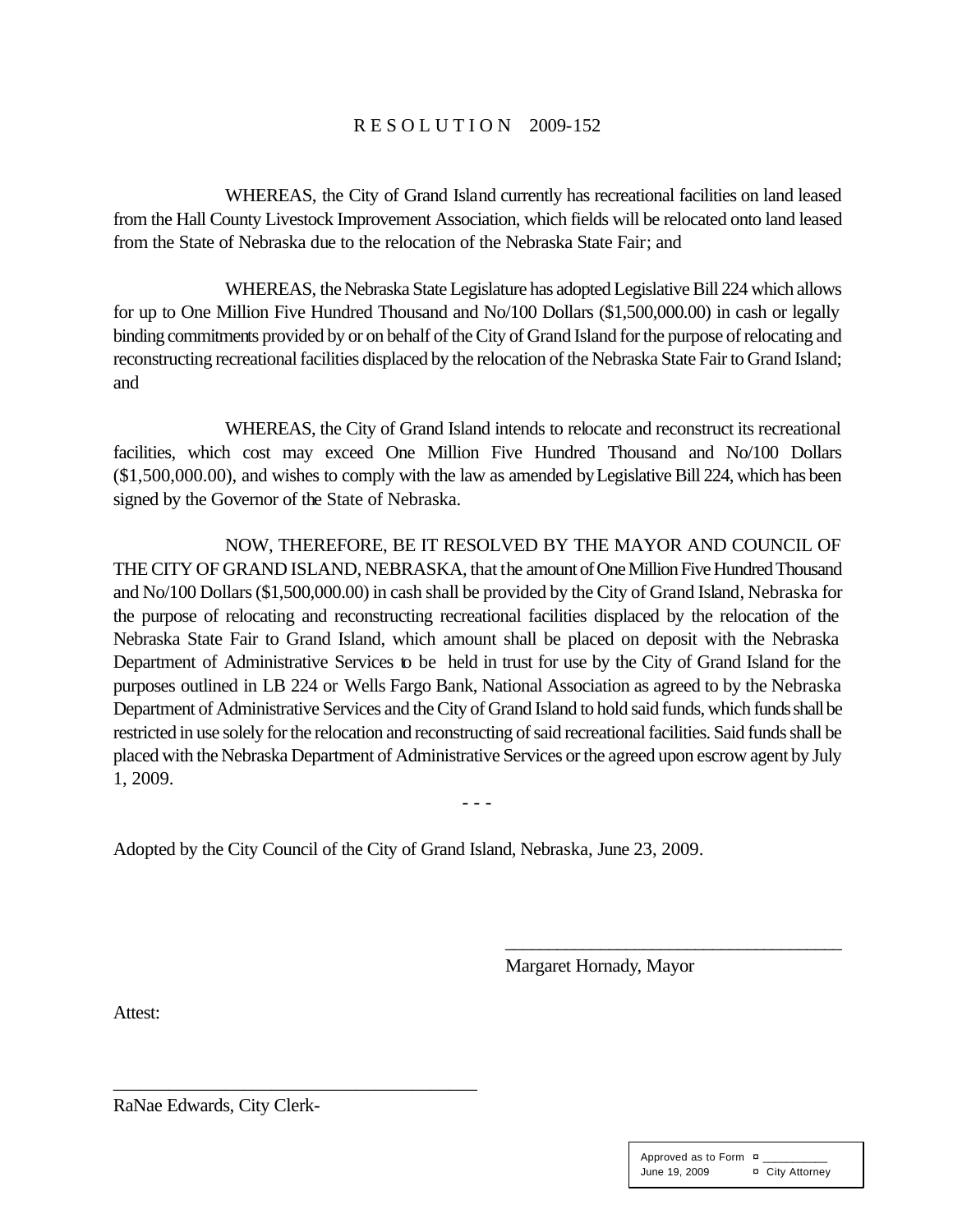# R E S O L U T I O N 2009-152

WHEREAS, the City of Grand Island currently has recreational facilities on land leased from the Hall County Livestock Improvement Association, which fields will be relocated onto land leased from the State of Nebraska due to the relocation of the Nebraska State Fair; and

WHEREAS, the Nebraska State Legislature has adopted Legislative Bill 224 which allows for up to One Million Five Hundred Thousand and No/100 Dollars ($1,500,000.00) in cash or legally binding commitments provided by or on behalf of the City of Grand Island for the purpose of relocating and reconstructing recreational facilities displaced by the relocation of the Nebraska State Fair to Grand Island; and

WHEREAS, the City of Grand Island intends to relocate and reconstruct its recreational facilities, which cost may exceed One Million Five Hundred Thousand and No/100 Dollars ($1,500,000.00), and wishes to comply with the law as amended by Legislative Bill 224, which has been signed by the Governor of the State of Nebraska.

NOW, THEREFORE, BE IT RESOLVED BY THE MAYOR AND COUNCIL OF THE CITY OF GRAND ISLAND, NEBRASKA, that the amount of One Million Five Hundred Thousand and No/100 Dollars ($1,500,000.00) in cash shall be provided by the City of Grand Island, Nebraska for the purpose of relocating and reconstructing recreational facilities displaced by the relocation of the Nebraska State Fair to Grand Island, which amount shall be placed on deposit with the Nebraska Department of Administrative Services to be held in trust for use by the City of Grand Island for the purposes outlined in LB 224 or Wells Fargo Bank, National Association as agreed to by the Nebraska Department of Administrative Services and the City of Grand Island to hold said funds, which funds shall be restricted in use solely for the relocation and reconstructing of said recreational facilities. Said funds shall be placed with the Nebraska Department of Administrative Services or the agreed upon escrow agent by July 1, 2009.

- - -

Adopted by the City Council of the City of Grand Island, Nebraska, June 23, 2009.

_____________________________________

Margaret Hornady, Mayor

Attest:

_____________________________________

RaNae Edwards, City Clerk-

Approved as to Form ¤ __________
June 19, 2009 ¤ City Attorney